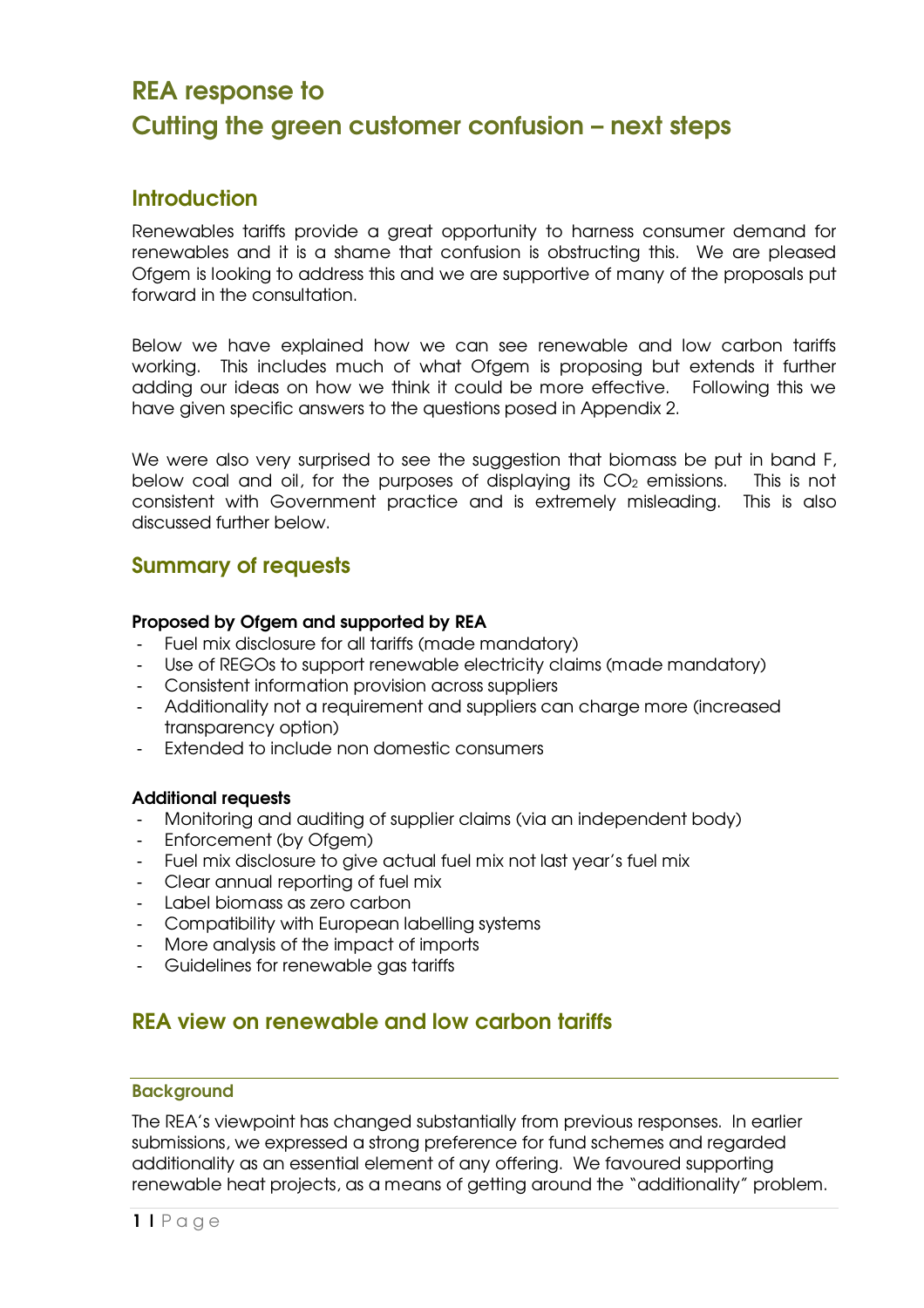# REA response to
# Cutting the green customer confusion – next steps

## Introduction

Renewables tariffs provide a great opportunity to harness consumer demand for renewables and it is a shame that confusion is obstructing this. We are pleased Ofgem is looking to address this and we are supportive of many of the proposals put forward in the consultation.

Below we have explained how we can see renewable and low carbon tariffs working. This includes much of what Ofgem is proposing but extends it further adding our ideas on how we think it could be more effective. Following this we have given specific answers to the questions posed in Appendix 2.

We were also very surprised to see the suggestion that biomass be put in band F, below coal and oil, for the purposes of displaying its $CO_2$ emissions. This is not consistent with Government practice and is extremely misleading. This is also discussed further below.

## Summary of requests

**Proposed by Ofgem and supported by REA**

- Fuel mix disclosure for all tariffs (made mandatory)
- Use of REGOs to support renewable electricity claims (made mandatory)
- Consistent information provision across suppliers
- Additionality not a requirement and suppliers can charge more (increased transparency option)
- Extended to include non domestic consumers

**Additional requests**

- Monitoring and auditing of supplier claims (via an independent body)
- Enforcement (by Ofgem)
- Fuel mix disclosure to give actual fuel mix not last year's fuel mix
- Clear annual reporting of fuel mix
- Label biomass as zero carbon
- Compatibility with European labelling systems
- More analysis of the impact of imports
- Guidelines for renewable gas tariffs

## REA view on renewable and low carbon tariffs

### Background

The REA's viewpoint has changed substantially from previous responses. In earlier submissions, we expressed a strong preference for fund schemes and regarded additionality as an essential element of any offering. We favoured supporting renewable heat projects, as a means of getting around the "additionality" problem.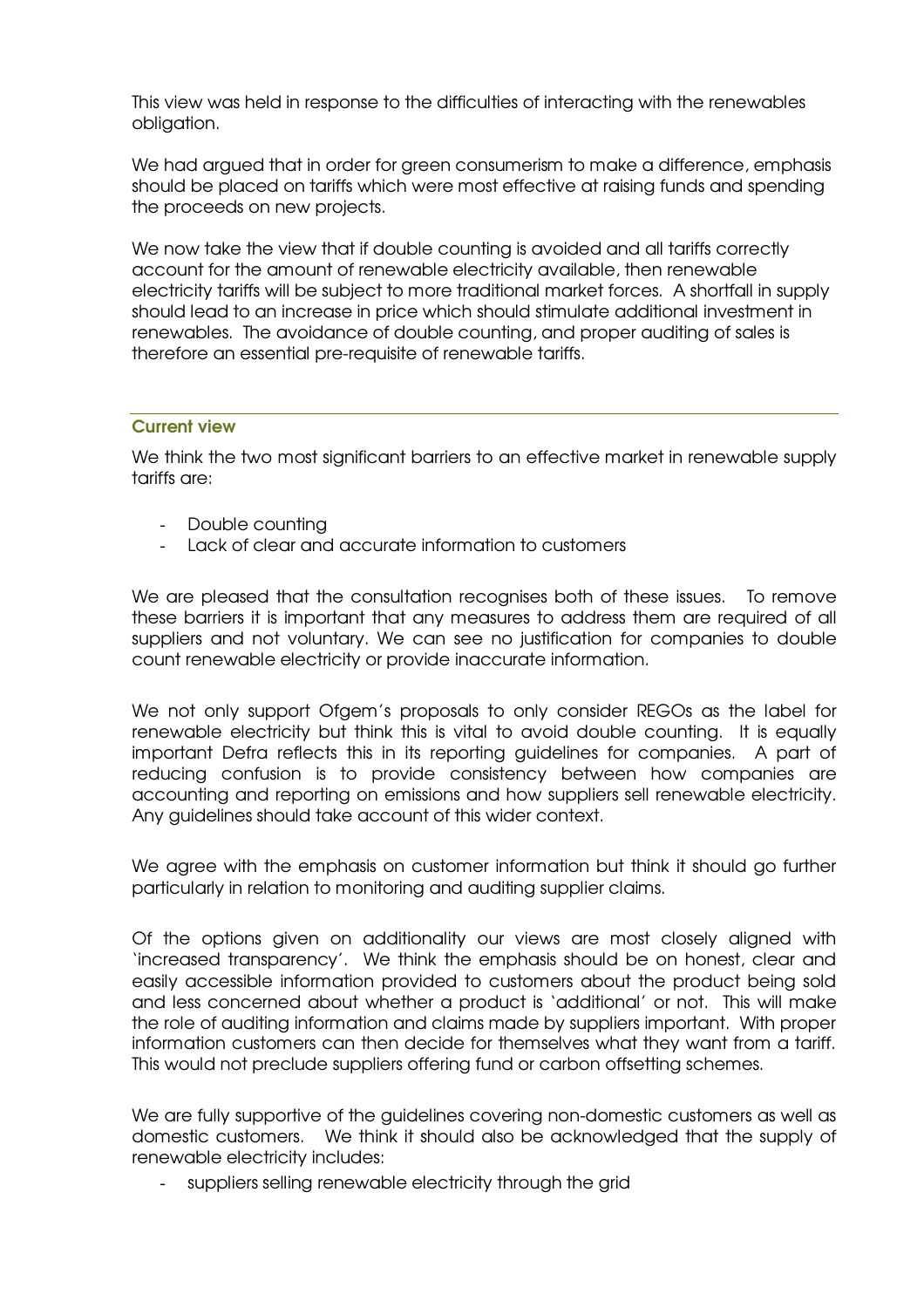This view was held in response to the difficulties of interacting with the renewables obligation.

We had argued that in order for green consumerism to make a difference, emphasis should be placed on tariffs which were most effective at raising funds and spending the proceeds on new projects.

We now take the view that if double counting is avoided and all tariffs correctly account for the amount of renewable electricity available, then renewable electricity tariffs will be subject to more traditional market forces. A shortfall in supply should lead to an increase in price which should stimulate additional investment in renewables. The avoidance of double counting, and proper auditing of sales is therefore an essential pre-requisite of renewable tariffs.

---

### Current view

We think the two most significant barriers to an effective market in renewable supply tariffs are:

- Double counting
- Lack of clear and accurate information to customers

We are pleased that the consultation recognises both of these issues. To remove these barriers it is important that any measures to address them are required of all suppliers and not voluntary. We can see no justification for companies to double count renewable electricity or provide inaccurate information.

We not only support Ofgem's proposals to only consider REGOs as the label for renewable electricity but think this is vital to avoid double counting. It is equally important Defra reflects this in its reporting guidelines for companies. A part of reducing confusion is to provide consistency between how companies are accounting and reporting on emissions and how suppliers sell renewable electricity. Any guidelines should take account of this wider context.

We agree with the emphasis on customer information but think it should go further particularly in relation to monitoring and auditing supplier claims.

Of the options given on additionality our views are most closely aligned with 'increased transparency'. We think the emphasis should be on honest, clear and easily accessible information provided to customers about the product being sold and less concerned about whether a product is 'additional' or not. This will make the role of auditing information and claims made by suppliers important. With proper information customers can then decide for themselves what they want from a tariff. This would not preclude suppliers offering fund or carbon offsetting schemes.

We are fully supportive of the guidelines covering non-domestic customers as well as domestic customers. We think it should also be acknowledged that the supply of renewable electricity includes:

- suppliers selling renewable electricity through the grid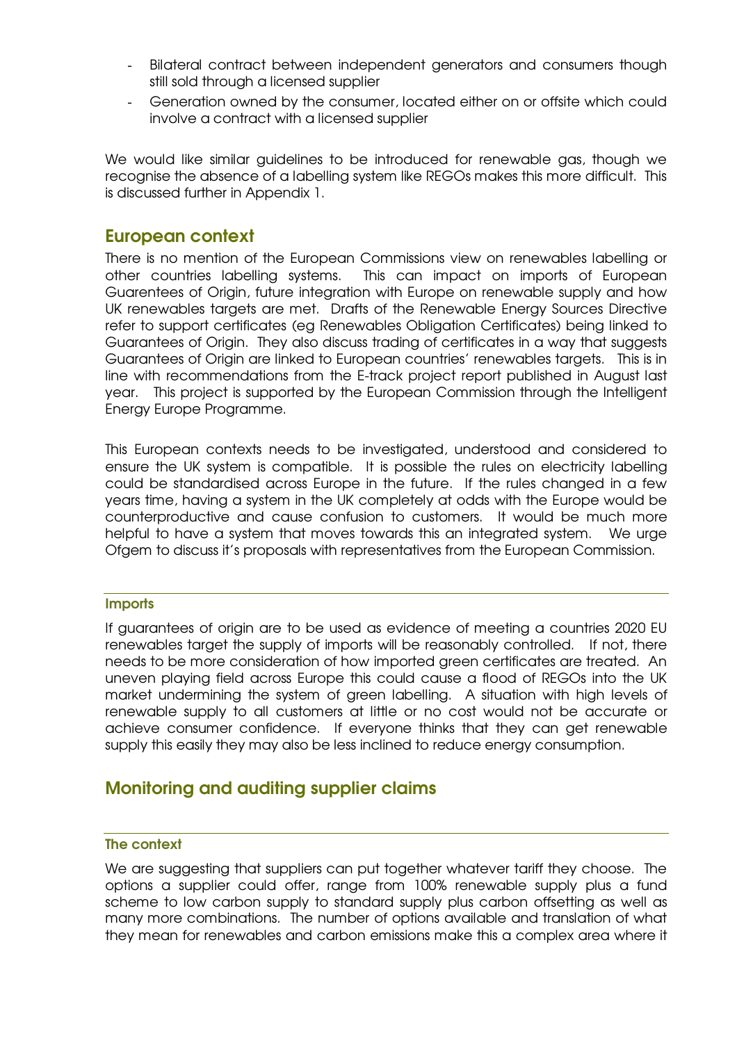- Bilateral contract between independent generators and consumers though still sold through a licensed supplier
- Generation owned by the consumer, located either on or offsite which could involve a contract with a licensed supplier

We would like similar guidelines to be introduced for renewable gas, though we recognise the absence of a labelling system like REGOs makes this more difficult. This is discussed further in Appendix 1.

## European context

There is no mention of the European Commissions view on renewables labelling or other countries labelling systems. This can impact on imports of European Guarentees of Origin, future integration with Europe on renewable supply and how UK renewables targets are met. Drafts of the Renewable Energy Sources Directive refer to support certificates (eg Renewables Obligation Certificates) being linked to Guarantees of Origin. They also discuss trading of certificates in a way that suggests Guarantees of Origin are linked to European countries' renewables targets. This is in line with recommendations from the E-track project report published in August last year. This project is supported by the European Commission through the Intelligent Energy Europe Programme.

This European contexts needs to be investigated, understood and considered to ensure the UK system is compatible. It is possible the rules on electricity labelling could be standardised across Europe in the future. If the rules changed in a few years time, having a system in the UK completely at odds with the Europe would be counterproductive and cause confusion to customers. It would be much more helpful to have a system that moves towards this an integrated system. We urge Ofgem to discuss it's proposals with representatives from the European Commission.

### Imports

If guarantees of origin are to be used as evidence of meeting a countries 2020 EU renewables target the supply of imports will be reasonably controlled. If not, there needs to be more consideration of how imported green certificates are treated. An uneven playing field across Europe this could cause a flood of REGOs into the UK market undermining the system of green labelling. A situation with high levels of renewable supply to all customers at little or no cost would not be accurate or achieve consumer confidence. If everyone thinks that they can get renewable supply this easily they may also be less inclined to reduce energy consumption.

## Monitoring and auditing supplier claims

### The context

We are suggesting that suppliers can put together whatever tariff they choose. The options a supplier could offer, range from 100% renewable supply plus a fund scheme to low carbon supply to standard supply plus carbon offsetting as well as many more combinations. The number of options available and translation of what they mean for renewables and carbon emissions make this a complex area where it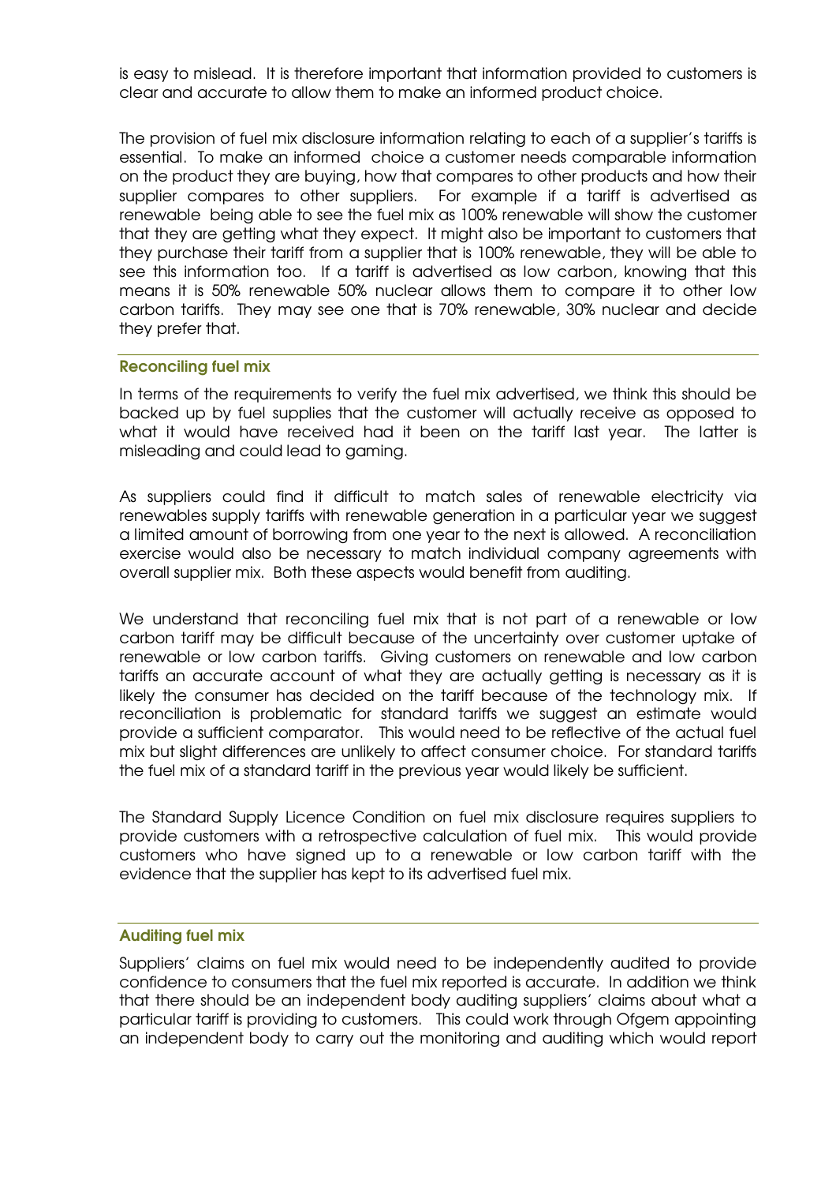is easy to mislead. It is therefore important that information provided to customers is clear and accurate to allow them to make an informed product choice.

The provision of fuel mix disclosure information relating to each of a supplier's tariffs is essential. To make an informed choice a customer needs comparable information on the product they are buying, how that compares to other products and how their supplier compares to other suppliers. For example if a tariff is advertised as renewable being able to see the fuel mix as 100% renewable will show the customer that they are getting what they expect. It might also be important to customers that they purchase their tariff from a supplier that is 100% renewable, they will be able to see this information too. If a tariff is advertised as low carbon, knowing that this means it is 50% renewable 50% nuclear allows them to compare it to other low carbon tariffs. They may see one that is 70% renewable, 30% nuclear and decide they prefer that.

### Reconciling fuel mix

In terms of the requirements to verify the fuel mix advertised, we think this should be backed up by fuel supplies that the customer will actually receive as opposed to what it would have received had it been on the tariff last year. The latter is misleading and could lead to gaming.

As suppliers could find it difficult to match sales of renewable electricity via renewables supply tariffs with renewable generation in a particular year we suggest a limited amount of borrowing from one year to the next is allowed. A reconciliation exercise would also be necessary to match individual company agreements with overall supplier mix. Both these aspects would benefit from auditing.

We understand that reconciling fuel mix that is not part of a renewable or low carbon tariff may be difficult because of the uncertainty over customer uptake of renewable or low carbon tariffs. Giving customers on renewable and low carbon tariffs an accurate account of what they are actually getting is necessary as it is likely the consumer has decided on the tariff because of the technology mix. If reconciliation is problematic for standard tariffs we suggest an estimate would provide a sufficient comparator. This would need to be reflective of the actual fuel mix but slight differences are unlikely to affect consumer choice. For standard tariffs the fuel mix of a standard tariff in the previous year would likely be sufficient.

The Standard Supply Licence Condition on fuel mix disclosure requires suppliers to provide customers with a retrospective calculation of fuel mix. This would provide customers who have signed up to a renewable or low carbon tariff with the evidence that the supplier has kept to its advertised fuel mix.

### Auditing fuel mix

Suppliers' claims on fuel mix would need to be independently audited to provide confidence to consumers that the fuel mix reported is accurate. In addition we think that there should be an independent body auditing suppliers' claims about what a particular tariff is providing to customers. This could work through Ofgem appointing an independent body to carry out the monitoring and auditing which would report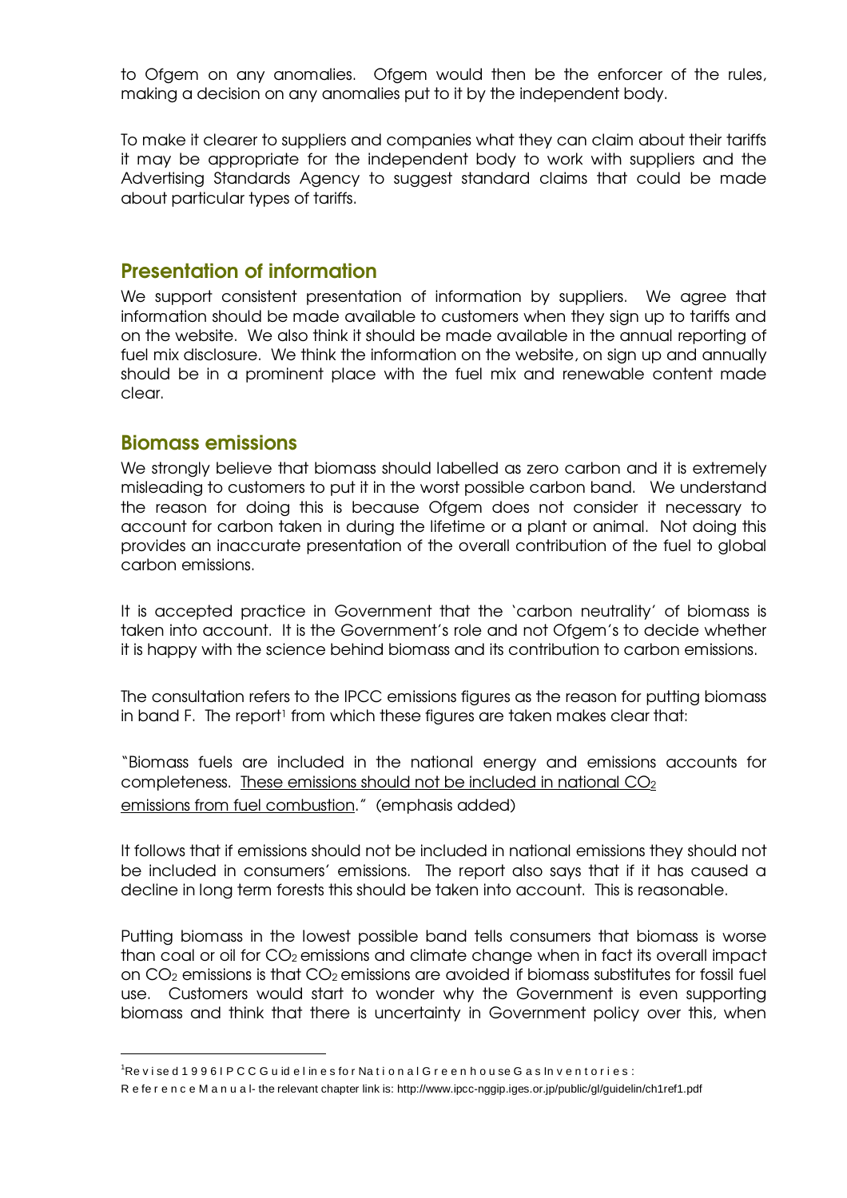to Ofgem on any anomalies. Ofgem would then be the enforcer of the rules, making a decision on any anomalies put to it by the independent body.

To make it clearer to suppliers and companies what they can claim about their tariffs it may be appropriate for the independent body to work with suppliers and the Advertising Standards Agency to suggest standard claims that could be made about particular types of tariffs.

## Presentation of information

We support consistent presentation of information by suppliers. We agree that information should be made available to customers when they sign up to tariffs and on the website. We also think it should be made available in the annual reporting of fuel mix disclosure. We think the information on the website, on sign up and annually should be in a prominent place with the fuel mix and renewable content made clear.

## Biomass emissions

We strongly believe that biomass should labelled as zero carbon and it is extremely misleading to customers to put it in the worst possible carbon band. We understand the reason for doing this is because Ofgem does not consider it necessary to account for carbon taken in during the lifetime or a plant or animal. Not doing this provides an inaccurate presentation of the overall contribution of the fuel to global carbon emissions.

It is accepted practice in Government that the 'carbon neutrality' of biomass is taken into account. It is the Government's role and not Ofgem's to decide whether it is happy with the science behind biomass and its contribution to carbon emissions.

The consultation refers to the IPCC emissions figures as the reason for putting biomass in band F. The report[1] from which these figures are taken makes clear that:

"Biomass fuels are included in the national energy and emissions accounts for completeness. <u>These emissions should not be included in national $CO_2$ emissions from fuel combustion</u>." (emphasis added)

It follows that if emissions should not be included in national emissions they should not be included in consumers' emissions. The report also says that if it has caused a decline in long term forests this should be taken into account. This is reasonable.

Putting biomass in the lowest possible band tells consumers that biomass is worse than coal or oil for $CO_2$ emissions and climate change when in fact its overall impact on $CO_2$ emissions is that $CO_2$ emissions are avoided if biomass substitutes for fossil fuel use. Customers would start to wonder why the Government is even supporting biomass and think that there is uncertainty in Government policy over this, when

---

[1] Revised 1996 IPCC Guidelines for National Greenhouse Gas Inventories: Reference Manual- the relevant chapter link is: http://www.ipcc-nggip.iges.or.jp/public/gl/guidelin/ch1ref1.pdf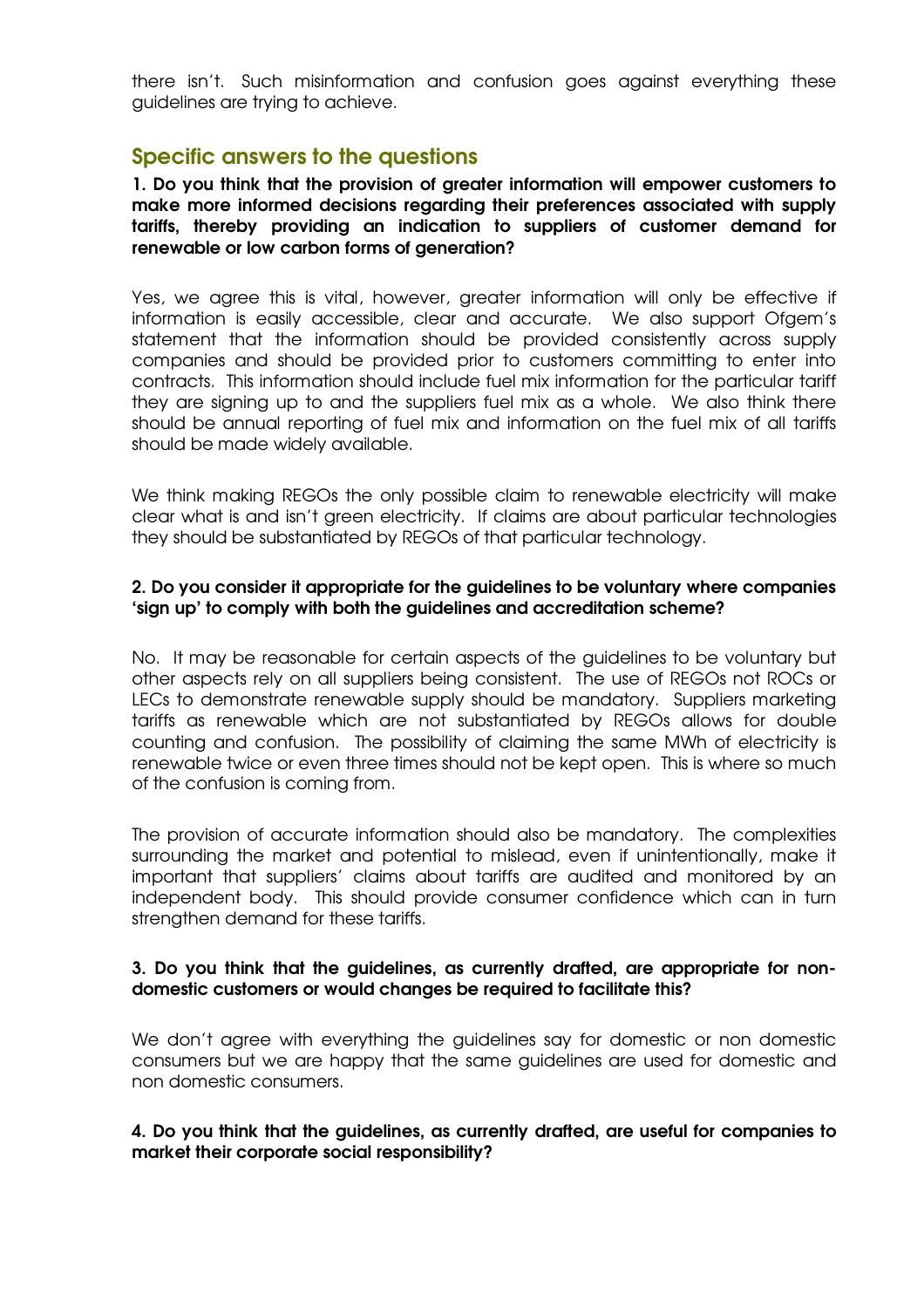there isn't. Such misinformation and confusion goes against everything these guidelines are trying to achieve.

## Specific answers to the questions

**1. Do you think that the provision of greater information will empower customers to make more informed decisions regarding their preferences associated with supply tariffs, thereby providing an indication to suppliers of customer demand for renewable or low carbon forms of generation?**

Yes, we agree this is vital, however, greater information will only be effective if information is easily accessible, clear and accurate. We also support Ofgem's statement that the information should be provided consistently across supply companies and should be provided prior to customers committing to enter into contracts. This information should include fuel mix information for the particular tariff they are signing up to and the suppliers fuel mix as a whole. We also think there should be annual reporting of fuel mix and information on the fuel mix of all tariffs should be made widely available.

We think making REGOs the only possible claim to renewable electricity will make clear what is and isn't green electricity. If claims are about particular technologies they should be substantiated by REGOs of that particular technology.

**2. Do you consider it appropriate for the guidelines to be voluntary where companies 'sign up' to comply with both the guidelines and accreditation scheme?**

No. It may be reasonable for certain aspects of the guidelines to be voluntary but other aspects rely on all suppliers being consistent. The use of REGOs not ROCs or LECs to demonstrate renewable supply should be mandatory. Suppliers marketing tariffs as renewable which are not substantiated by REGOs allows for double counting and confusion. The possibility of claiming the same MWh of electricity is renewable twice or even three times should not be kept open. This is where so much of the confusion is coming from.

The provision of accurate information should also be mandatory. The complexities surrounding the market and potential to mislead, even if unintentionally, make it important that suppliers' claims about tariffs are audited and monitored by an independent body. This should provide consumer confidence which can in turn strengthen demand for these tariffs.

**3. Do you think that the guidelines, as currently drafted, are appropriate for non-domestic customers or would changes be required to facilitate this?**

We don't agree with everything the guidelines say for domestic or non domestic consumers but we are happy that the same guidelines are used for domestic and non domestic consumers.

**4. Do you think that the guidelines, as currently drafted, are useful for companies to market their corporate social responsibility?**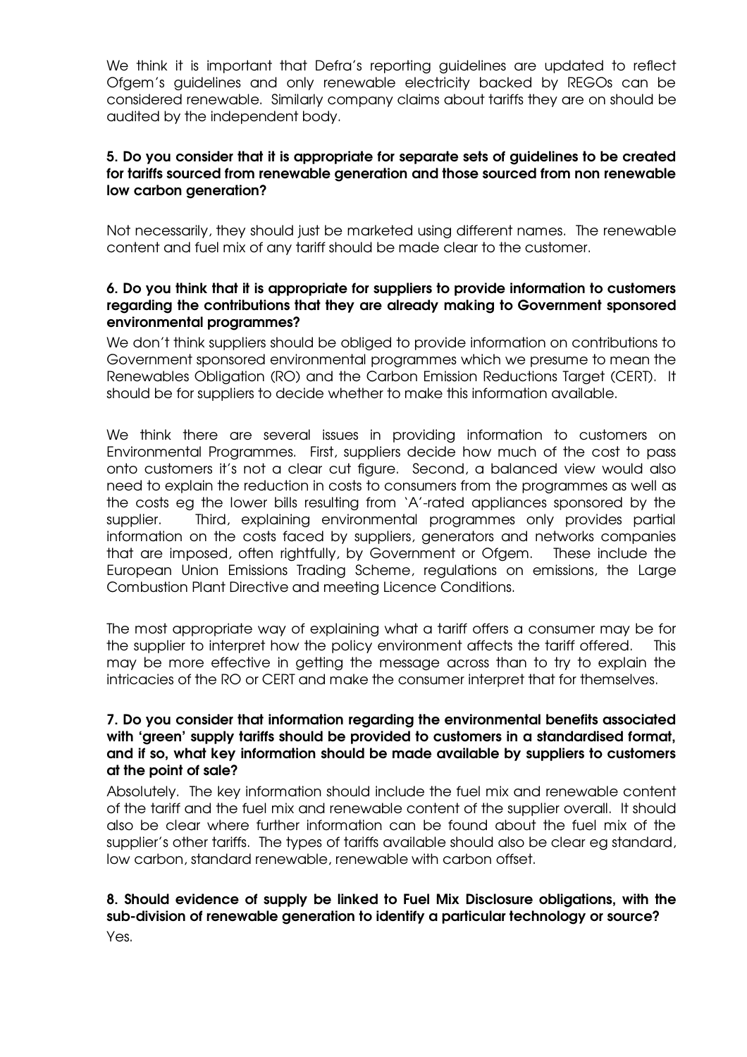We think it is important that Defra's reporting guidelines are updated to reflect Ofgem's guidelines and only renewable electricity backed by REGOs can be considered renewable. Similarly company claims about tariffs they are on should be audited by the independent body.

**5. Do you consider that it is appropriate for separate sets of guidelines to be created for tariffs sourced from renewable generation and those sourced from non renewable low carbon generation?**

Not necessarily, they should just be marketed using different names. The renewable content and fuel mix of any tariff should be made clear to the customer.

**6. Do you think that it is appropriate for suppliers to provide information to customers regarding the contributions that they are already making to Government sponsored environmental programmes?**

We don't think suppliers should be obliged to provide information on contributions to Government sponsored environmental programmes which we presume to mean the Renewables Obligation (RO) and the Carbon Emission Reductions Target (CERT). It should be for suppliers to decide whether to make this information available.

We think there are several issues in providing information to customers on Environmental Programmes. First, suppliers decide how much of the cost to pass onto customers it's not a clear cut figure. Second, a balanced view would also need to explain the reduction in costs to consumers from the programmes as well as the costs eg the lower bills resulting from 'A'-rated appliances sponsored by the supplier. Third, explaining environmental programmes only provides partial information on the costs faced by suppliers, generators and networks companies that are imposed, often rightfully, by Government or Ofgem. These include the European Union Emissions Trading Scheme, regulations on emissions, the Large Combustion Plant Directive and meeting Licence Conditions.

The most appropriate way of explaining what a tariff offers a consumer may be for the supplier to interpret how the policy environment affects the tariff offered. This may be more effective in getting the message across than to try to explain the intricacies of the RO or CERT and make the consumer interpret that for themselves.

**7. Do you consider that information regarding the environmental benefits associated with 'green' supply tariffs should be provided to customers in a standardised format, and if so, what key information should be made available by suppliers to customers at the point of sale?**

Absolutely. The key information should include the fuel mix and renewable content of the tariff and the fuel mix and renewable content of the supplier overall. It should also be clear where further information can be found about the fuel mix of the supplier's other tariffs. The types of tariffs available should also be clear eg standard, low carbon, standard renewable, renewable with carbon offset.

**8. Should evidence of supply be linked to Fuel Mix Disclosure obligations, with the sub-division of renewable generation to identify a particular technology or source?**

Yes.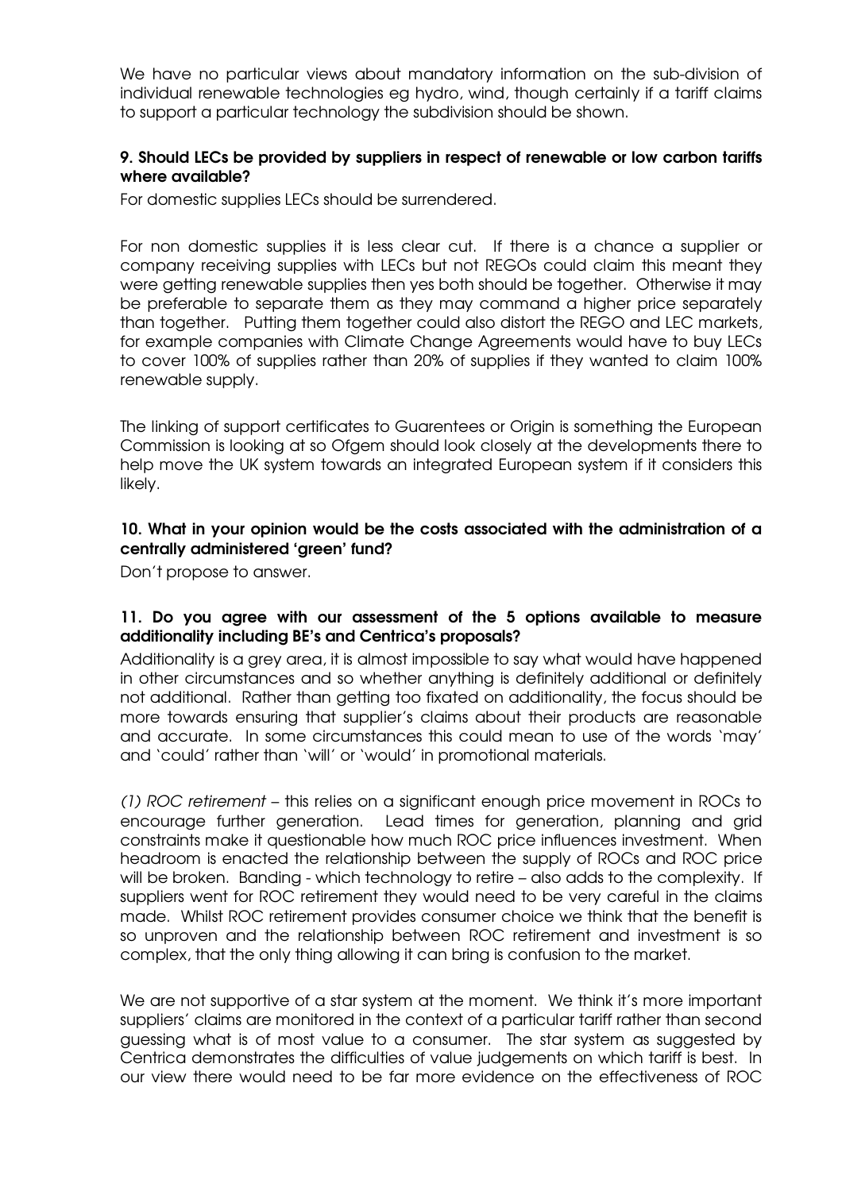We have no particular views about mandatory information on the sub-division of individual renewable technologies eg hydro, wind, though certainly if a tariff claims to support a particular technology the subdivision should be shown.

**9. Should LECs be provided by suppliers in respect of renewable or low carbon tariffs where available?**

For domestic supplies LECs should be surrendered.

For non domestic supplies it is less clear cut. If there is a chance a supplier or company receiving supplies with LECs but not REGOs could claim this meant they were getting renewable supplies then yes both should be together. Otherwise it may be preferable to separate them as they may command a higher price separately than together. Putting them together could also distort the REGO and LEC markets, for example companies with Climate Change Agreements would have to buy LECs to cover 100% of supplies rather than 20% of supplies if they wanted to claim 100% renewable supply.

The linking of support certificates to Guarentees or Origin is something the European Commission is looking at so Ofgem should look closely at the developments there to help move the UK system towards an integrated European system if it considers this likely.

**10. What in your opinion would be the costs associated with the administration of a centrally administered 'green' fund?**

Don't propose to answer.

**11. Do you agree with our assessment of the 5 options available to measure additionality including BE's and Centrica's proposals?**

Additionality is a grey area, it is almost impossible to say what would have happened in other circumstances and so whether anything is definitely additional or definitely not additional. Rather than getting too fixated on additionality, the focus should be more towards ensuring that supplier's claims about their products are reasonable and accurate. In some circumstances this could mean to use of the words 'may' and 'could' rather than 'will' or 'would' in promotional materials.

*(1) ROC retirement* – this relies on a significant enough price movement in ROCs to encourage further generation. Lead times for generation, planning and grid constraints make it questionable how much ROC price influences investment. When headroom is enacted the relationship between the supply of ROCs and ROC price will be broken. Banding - which technology to retire – also adds to the complexity. If suppliers went for ROC retirement they would need to be very careful in the claims made. Whilst ROC retirement provides consumer choice we think that the benefit is so unproven and the relationship between ROC retirement and investment is so complex, that the only thing allowing it can bring is confusion to the market.

We are not supportive of a star system at the moment. We think it's more important suppliers' claims are monitored in the context of a particular tariff rather than second guessing what is of most value to a consumer. The star system as suggested by Centrica demonstrates the difficulties of value judgements on which tariff is best. In our view there would need to be far more evidence on the effectiveness of ROC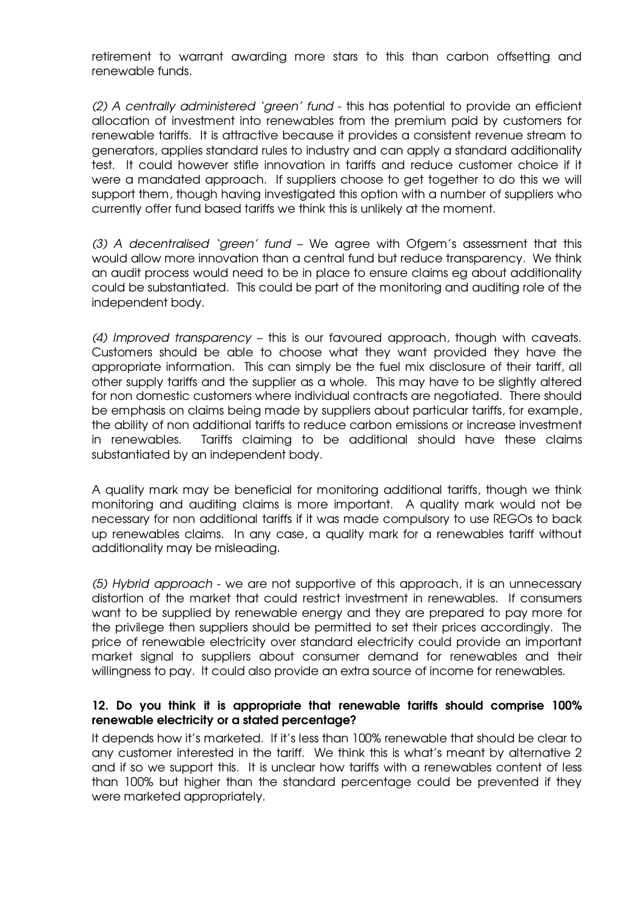retirement to warrant awarding more stars to this than carbon offsetting and renewable funds.

*(2) A centrally administered 'green' fund* - this has potential to provide an efficient allocation of investment into renewables from the premium paid by customers for renewable tariffs. It is attractive because it provides a consistent revenue stream to generators, applies standard rules to industry and can apply a standard additionality test. It could however stifle innovation in tariffs and reduce customer choice if it were a mandated approach. If suppliers choose to get together to do this we will support them, though having investigated this option with a number of suppliers who currently offer fund based tariffs we think this is unlikely at the moment.

*(3) A decentralised 'green' fund* – We agree with Ofgem's assessment that this would allow more innovation than a central fund but reduce transparency. We think an audit process would need to be in place to ensure claims eg about additionality could be substantiated. This could be part of the monitoring and auditing role of the independent body.

*(4) Improved transparency* – this is our favoured approach, though with caveats. Customers should be able to choose what they want provided they have the appropriate information. This can simply be the fuel mix disclosure of their tariff, all other supply tariffs and the supplier as a whole. This may have to be slightly altered for non domestic customers where individual contracts are negotiated. There should be emphasis on claims being made by suppliers about particular tariffs, for example, the ability of non additional tariffs to reduce carbon emissions or increase investment in renewables. Tariffs claiming to be additional should have these claims substantiated by an independent body.

A quality mark may be beneficial for monitoring additional tariffs, though we think monitoring and auditing claims is more important. A quality mark would not be necessary for non additional tariffs if it was made compulsory to use REGOs to back up renewables claims. In any case, a quality mark for a renewables tariff without additionality may be misleading.

*(5) Hybrid approach* - we are not supportive of this approach, it is an unnecessary distortion of the market that could restrict investment in renewables. If consumers want to be supplied by renewable energy and they are prepared to pay more for the privilege then suppliers should be permitted to set their prices accordingly. The price of renewable electricity over standard electricity could provide an important market signal to suppliers about consumer demand for renewables and their willingness to pay. It could also provide an extra source of income for renewables.

**12. Do you think it is appropriate that renewable tariffs should comprise 100% renewable electricity or a stated percentage?**

It depends how it's marketed. If it's less than 100% renewable that should be clear to any customer interested in the tariff. We think this is what's meant by alternative 2 and if so we support this. It is unclear how tariffs with a renewables content of less than 100% but higher than the standard percentage could be prevented if they were marketed appropriately.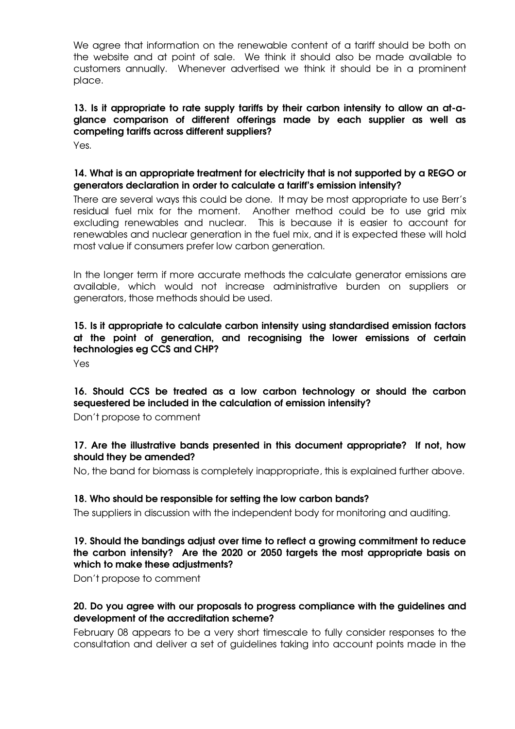We agree that information on the renewable content of a tariff should be both on the website and at point of sale. We think it should also be made available to customers annually. Whenever advertised we think it should be in a prominent place.

**13. Is it appropriate to rate supply tariffs by their carbon intensity to allow an at-a-glance comparison of different offerings made by each supplier as well as competing tariffs across different suppliers?**

Yes.

**14. What is an appropriate treatment for electricity that is not supported by a REGO or generators declaration in order to calculate a tariff's emission intensity?**

There are several ways this could be done. It may be most appropriate to use Berr's residual fuel mix for the moment. Another method could be to use grid mix excluding renewables and nuclear. This is because it is easier to account for renewables and nuclear generation in the fuel mix, and it is expected these will hold most value if consumers prefer low carbon generation.

In the longer term if more accurate methods the calculate generator emissions are available, which would not increase administrative burden on suppliers or generators, those methods should be used.

**15. Is it appropriate to calculate carbon intensity using standardised emission factors at the point of generation, and recognising the lower emissions of certain technologies eg CCS and CHP?**

Yes

**16. Should CCS be treated as a low carbon technology or should the carbon sequestered be included in the calculation of emission intensity?**

Don't propose to comment

**17. Are the illustrative bands presented in this document appropriate? If not, how should they be amended?**

No, the band for biomass is completely inappropriate, this is explained further above.

**18. Who should be responsible for setting the low carbon bands?**

The suppliers in discussion with the independent body for monitoring and auditing.

**19. Should the bandings adjust over time to reflect a growing commitment to reduce the carbon intensity? Are the 2020 or 2050 targets the most appropriate basis on which to make these adjustments?**

Don't propose to comment

**20. Do you agree with our proposals to progress compliance with the guidelines and development of the accreditation scheme?**

February 08 appears to be a very short timescale to fully consider responses to the consultation and deliver a set of guidelines taking into account points made in the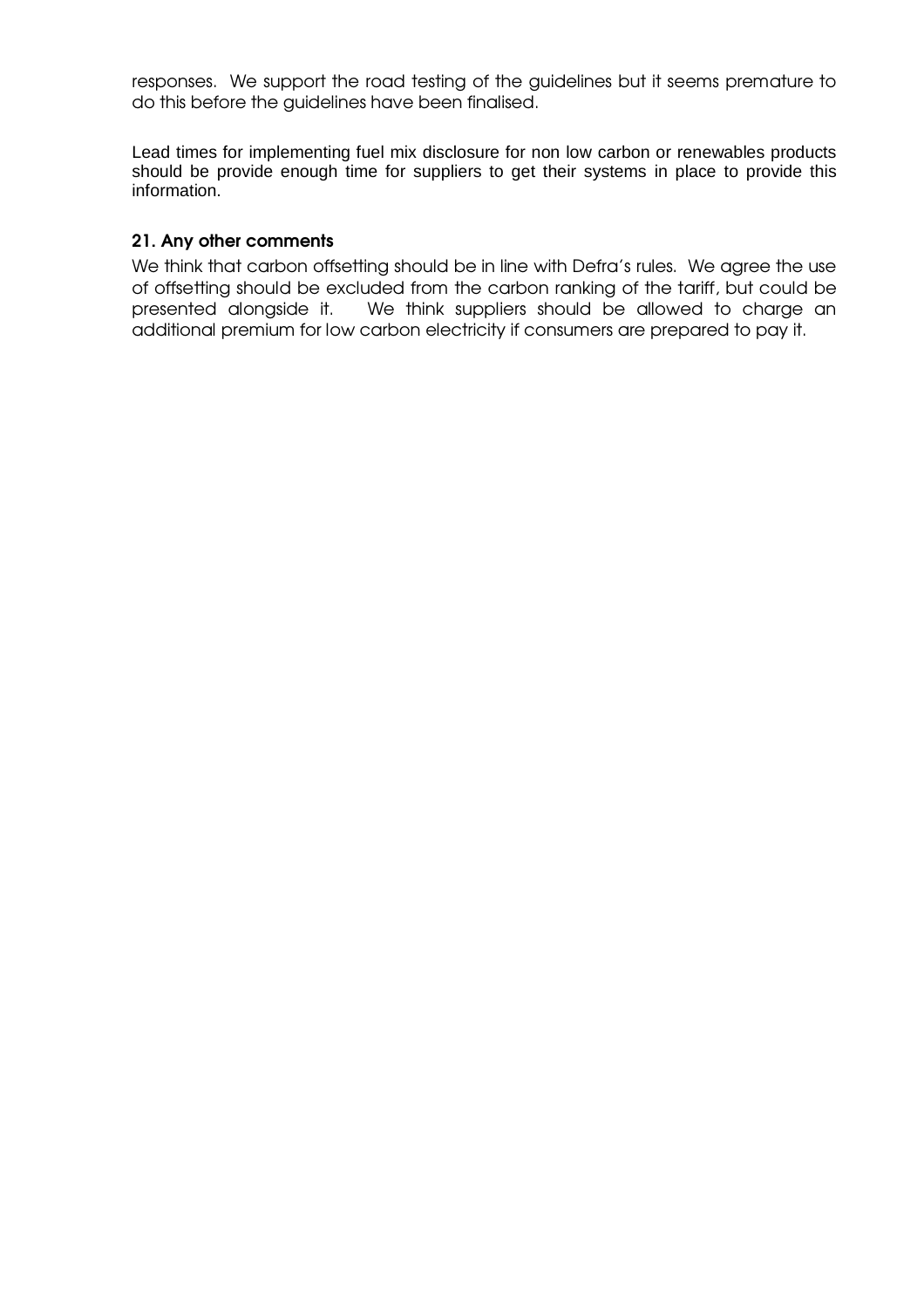responses. We support the road testing of the guidelines but it seems premature to do this before the guidelines have been finalised.

Lead times for implementing fuel mix disclosure for non low carbon or renewables products should be provide enough time for suppliers to get their systems in place to provide this information.

### 21. Any other comments

We think that carbon offsetting should be in line with Defra's rules. We agree the use of offsetting should be excluded from the carbon ranking of the tariff, but could be presented alongside it. We think suppliers should be allowed to charge an additional premium for low carbon electricity if consumers are prepared to pay it.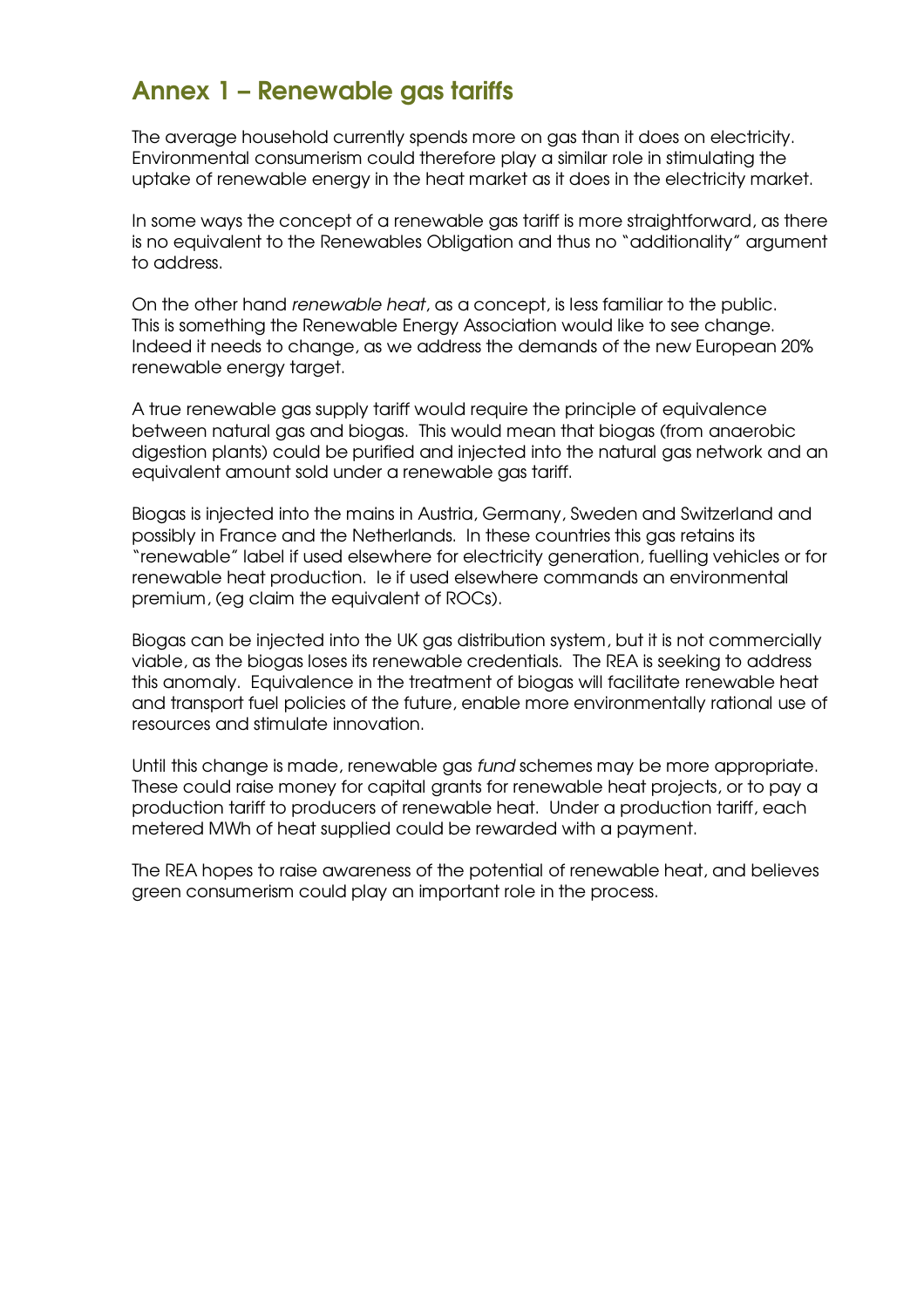## Annex 1 – Renewable gas tariffs

The average household currently spends more on gas than it does on electricity. Environmental consumerism could therefore play a similar role in stimulating the uptake of renewable energy in the heat market as it does in the electricity market.

In some ways the concept of a renewable gas tariff is more straightforward, as there is no equivalent to the Renewables Obligation and thus no "additionality" argument to address.

On the other hand *renewable heat*, as a concept, is less familiar to the public. This is something the Renewable Energy Association would like to see change. Indeed it needs to change, as we address the demands of the new European 20% renewable energy target.

A true renewable gas supply tariff would require the principle of equivalence between natural gas and biogas. This would mean that biogas (from anaerobic digestion plants) could be purified and injected into the natural gas network and an equivalent amount sold under a renewable gas tariff.

Biogas is injected into the mains in Austria, Germany, Sweden and Switzerland and possibly in France and the Netherlands. In these countries this gas retains its "renewable" label if used elsewhere for electricity generation, fuelling vehicles or for renewable heat production. Ie if used elsewhere commands an environmental premium, (eg claim the equivalent of ROCs).

Biogas can be injected into the UK gas distribution system, but it is not commercially viable, as the biogas loses its renewable credentials. The REA is seeking to address this anomaly. Equivalence in the treatment of biogas will facilitate renewable heat and transport fuel policies of the future, enable more environmentally rational use of resources and stimulate innovation.

Until this change is made, renewable gas *fund* schemes may be more appropriate. These could raise money for capital grants for renewable heat projects, or to pay a production tariff to producers of renewable heat. Under a production tariff, each metered MWh of heat supplied could be rewarded with a payment.

The REA hopes to raise awareness of the potential of renewable heat, and believes green consumerism could play an important role in the process.